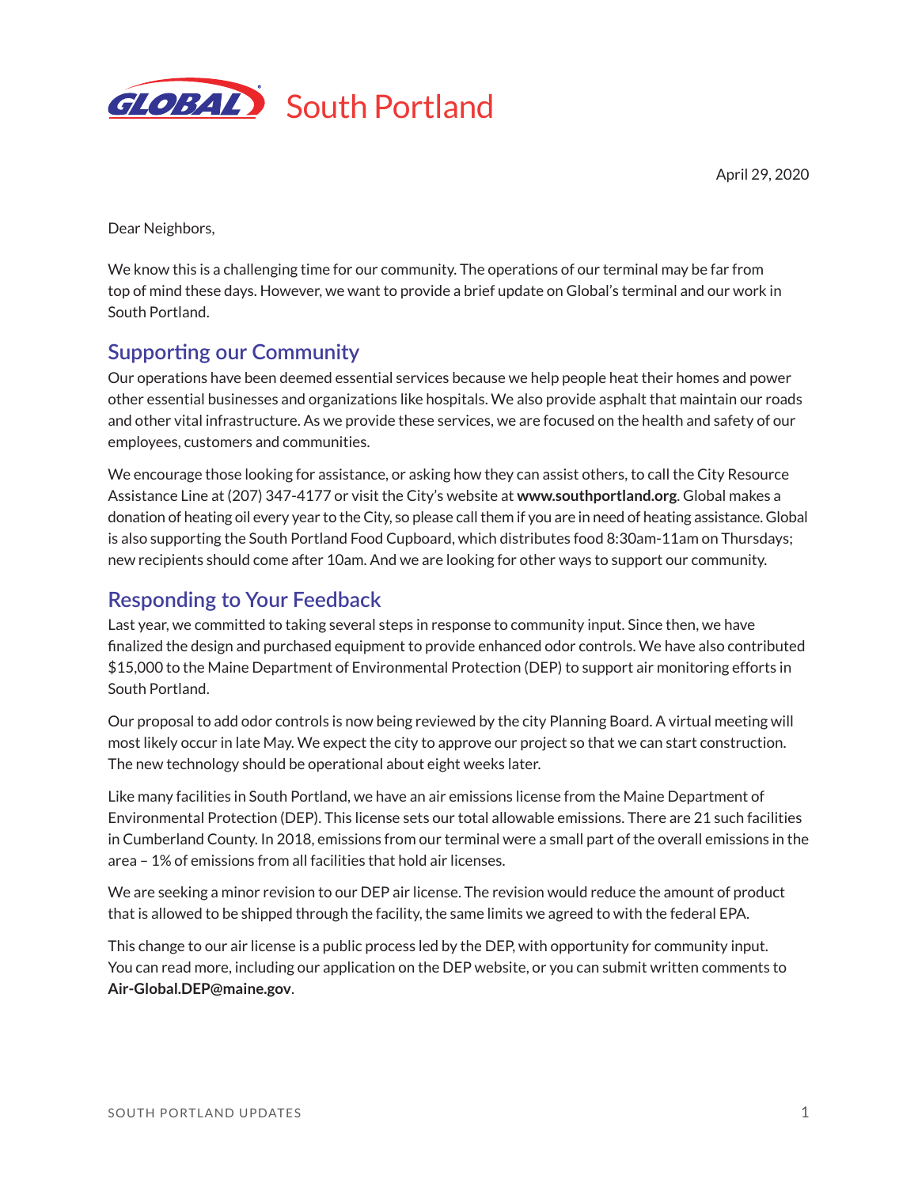# GLOBAL South Portland

April 29, 2020

Dear Neighbors,

We know this is a challenging time for our community. The operations of our terminal may be far from top of mind these days. However, we want to provide a brief update on Global's terminal and our work in South Portland.

## Supporting our Community

Our operations have been deemed essential services because we help people heat their homes and power other essential businesses and organizations like hospitals. We also provide asphalt that maintain our roads and other vital infrastructure. As we provide these services, we are focused on the health and safety of our employees, customers and communities.

We encourage those looking for assistance, or asking how they can assist others, to call the City Resource Assistance Line at (207) 347-4177 or visit the City's website at **www.southportland.org**. Global makes a donation of heating oil every year to the City, so please call them if you are in need of heating assistance. Global is also supporting the South Portland Food Cupboard, which distributes food 8:30am-11am on Thursdays; new recipients should come after 10am. And we are looking for other ways to support our community.

## Responding to Your Feedback

Last year, we committed to taking several steps in response to community input. Since then, we have finalized the design and purchased equipment to provide enhanced odor controls. We have also contributed $15,000 to the Maine Department of Environmental Protection (DEP) to support air monitoring efforts in South Portland.

Our proposal to add odor controls is now being reviewed by the city Planning Board. A virtual meeting will most likely occur in late May. We expect the city to approve our project so that we can start construction. The new technology should be operational about eight weeks later.

Like many facilities in South Portland, we have an air emissions license from the Maine Department of Environmental Protection (DEP). This license sets our total allowable emissions. There are 21 such facilities in Cumberland County. In 2018, emissions from our terminal were a small part of the overall emissions in the area – 1% of emissions from all facilities that hold air licenses.

We are seeking a minor revision to our DEP air license. The revision would reduce the amount of product that is allowed to be shipped through the facility, the same limits we agreed to with the federal EPA.

This change to our air license is a public process led by the DEP, with opportunity for community input. You can read more, including our application on the DEP website, or you can submit written comments to **Air-Global.DEP@maine.gov**.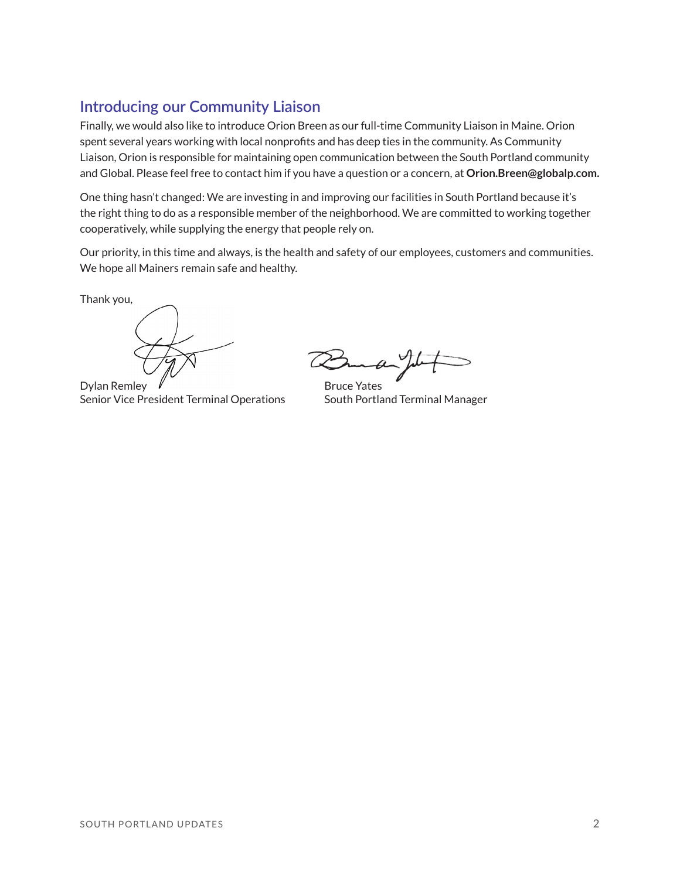## Introducing our Community Liaison

Finally, we would also like to introduce Orion Breen as our full-time Community Liaison in Maine. Orion spent several years working with local nonprofits and has deep ties in the community. As Community Liaison, Orion is responsible for maintaining open communication between the South Portland community and Global. Please feel free to contact him if you have a question or a concern, at **Orion.Breen@globalp.com.**

One thing hasn't changed: We are investing in and improving our facilities in South Portland because it's the right thing to do as a responsible member of the neighborhood. We are committed to working together cooperatively, while supplying the energy that people rely on.

Our priority, in this time and always, is the health and safety of our employees, customers and communities. We hope all Mainers remain safe and healthy.

Thank you,

Dylan Remley
Senior Vice President Terminal Operations

Bruce Yates
South Portland Terminal Manager